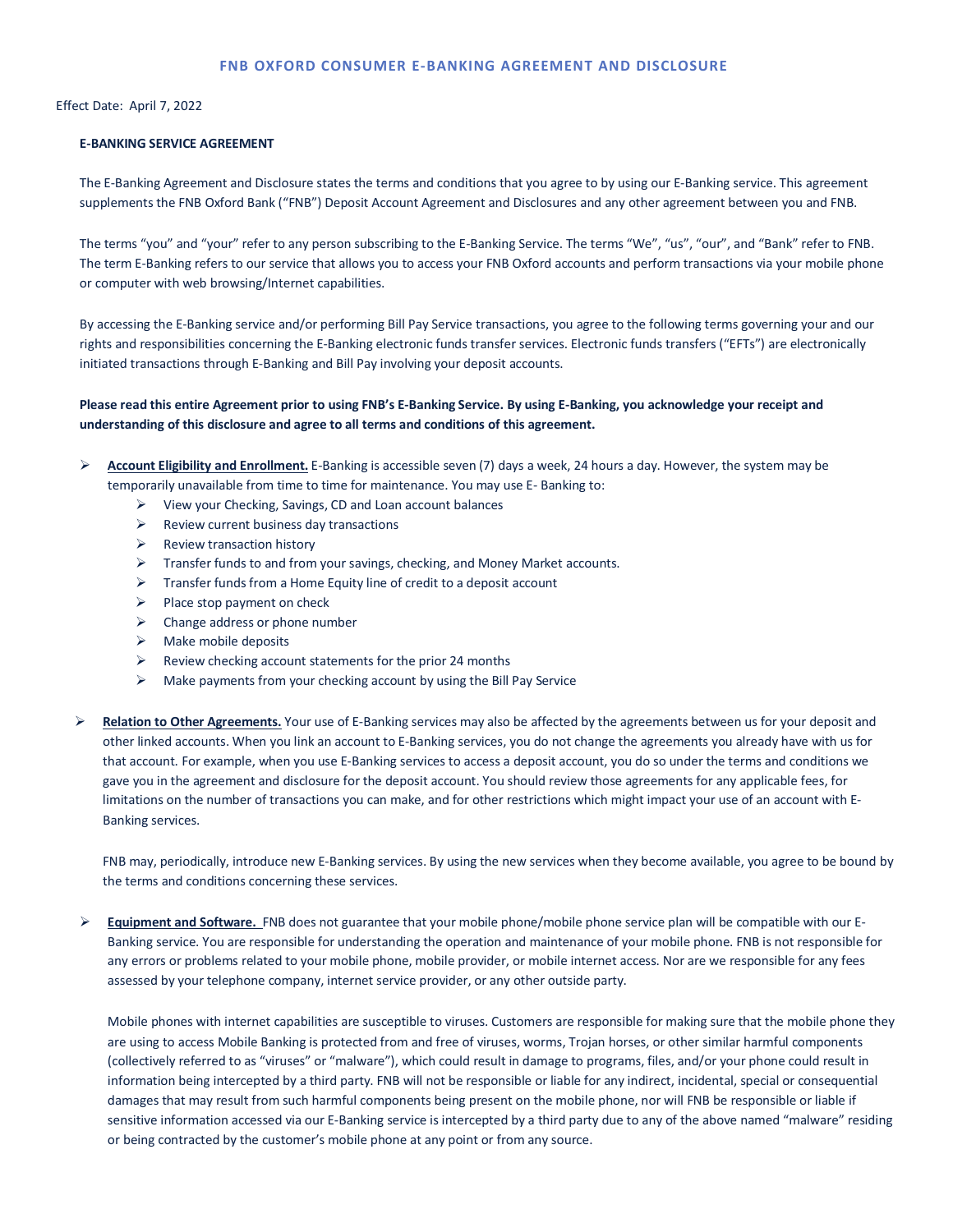# FNB OXFORD CONSUMER E-BANKING AGREEMENT AND DISCLOSURE

Effect Date: April 7, 2022

**E-BANKING SERVICE AGREEMENT**

The E-Banking Agreement and Disclosure states the terms and conditions that you agree to by using our E-Banking service. This agreement supplements the FNB Oxford Bank ("FNB") Deposit Account Agreement and Disclosures and any other agreement between you and FNB.

The terms "you" and "your" refer to any person subscribing to the E-Banking Service. The terms "We", "us", "our", and "Bank" refer to FNB. The term E-Banking refers to our service that allows you to access your FNB Oxford accounts and perform transactions via your mobile phone or computer with web browsing/Internet capabilities.

By accessing the E-Banking service and/or performing Bill Pay Service transactions, you agree to the following terms governing your and our rights and responsibilities concerning the E-Banking electronic funds transfer services. Electronic funds transfers ("EFTs") are electronically initiated transactions through E-Banking and Bill Pay involving your deposit accounts.

**Please read this entire Agreement prior to using FNB's E-Banking Service. By using E-Banking, you acknowledge your receipt and understanding of this disclosure and agree to all terms and conditions of this agreement.**

- **Account Eligibility and Enrollment.** E-Banking is accessible seven (7) days a week, 24 hours a day. However, the system may be temporarily unavailable from time to time for maintenance. You may use E- Banking to:
  - View your Checking, Savings, CD and Loan account balances
  - Review current business day transactions
  - Review transaction history
  - Transfer funds to and from your savings, checking, and Money Market accounts.
  - Transfer funds from a Home Equity line of credit to a deposit account
  - Place stop payment on check
  - Change address or phone number
  - Make mobile deposits
  - Review checking account statements for the prior 24 months
  - Make payments from your checking account by using the Bill Pay Service

- **Relation to Other Agreements.** Your use of E-Banking services may also be affected by the agreements between us for your deposit and other linked accounts. When you link an account to E-Banking services, you do not change the agreements you already have with us for that account. For example, when you use E-Banking services to access a deposit account, you do so under the terms and conditions we gave you in the agreement and disclosure for the deposit account. You should review those agreements for any applicable fees, for limitations on the number of transactions you can make, and for other restrictions which might impact your use of an account with E-Banking services.

  FNB may, periodically, introduce new E-Banking services. By using the new services when they become available, you agree to be bound by the terms and conditions concerning these services.

- **Equipment and Software.** FNB does not guarantee that your mobile phone/mobile phone service plan will be compatible with our E-Banking service. You are responsible for understanding the operation and maintenance of your mobile phone. FNB is not responsible for any errors or problems related to your mobile phone, mobile provider, or mobile internet access. Nor are we responsible for any fees assessed by your telephone company, internet service provider, or any other outside party.

  Mobile phones with internet capabilities are susceptible to viruses. Customers are responsible for making sure that the mobile phone they are using to access Mobile Banking is protected from and free of viruses, worms, Trojan horses, or other similar harmful components (collectively referred to as "viruses" or "malware"), which could result in damage to programs, files, and/or your phone could result in information being intercepted by a third party. FNB will not be responsible or liable for any indirect, incidental, special or consequential damages that may result from such harmful components being present on the mobile phone, nor will FNB be responsible or liable if sensitive information accessed via our E-Banking service is intercepted by a third party due to any of the above named "malware" residing or being contracted by the customer's mobile phone at any point or from any source.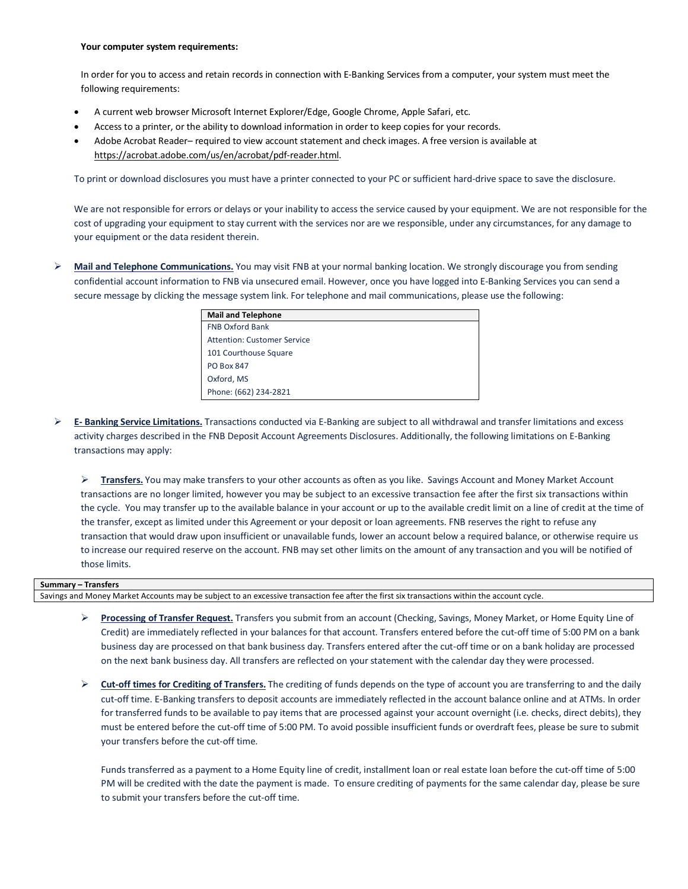**Your computer system requirements:**

In order for you to access and retain records in connection with E-Banking Services from a computer, your system must meet the following requirements:

- A current web browser Microsoft Internet Explorer/Edge, Google Chrome, Apple Safari, etc.
- Access to a printer, or the ability to download information in order to keep copies for your records.
- Adobe Acrobat Reader– required to view account statement and check images. A free version is available at https://acrobat.adobe.com/us/en/acrobat/pdf-reader.html.

To print or download disclosures you must have a printer connected to your PC or sufficient hard-drive space to save the disclosure.

We are not responsible for errors or delays or your inability to access the service caused by your equipment. We are not responsible for the cost of upgrading your equipment to stay current with the services nor are we responsible, under any circumstances, for any damage to your equipment or the data resident therein.

- **Mail and Telephone Communications.** You may visit FNB at your normal banking location. We strongly discourage you from sending confidential account information to FNB via unsecured email. However, once you have logged into E-Banking Services you can send a secure message by clicking the message system link. For telephone and mail communications, please use the following:

| Mail and Telephone |
|---|
| FNB Oxford Bank |
| Attention: Customer Service |
| 101 Courthouse Square |
| PO Box 847 |
| Oxford, MS |
| Phone: (662) 234-2821 |

- **E- Banking Service Limitations.** Transactions conducted via E-Banking are subject to all withdrawal and transfer limitations and excess activity charges described in the FNB Deposit Account Agreements Disclosures. Additionally, the following limitations on E-Banking transactions may apply:

  - **Transfers.** You may make transfers to your other accounts as often as you like. Savings Account and Money Market Account transactions are no longer limited, however you may be subject to an excessive transaction fee after the first six transactions within the cycle. You may transfer up to the available balance in your account or up to the available credit limit on a line of credit at the time of the transfer, except as limited under this Agreement or your deposit or loan agreements. FNB reserves the right to refuse any transaction that would draw upon insufficient or unavailable funds, lower an account below a required balance, or otherwise require us to increase our required reserve on the account. FNB may set other limits on the amount of any transaction and you will be notified of those limits.

| Summary – Transfers |
|---|
| Savings and Money Market Accounts may be subject to an excessive transaction fee after the first six transactions within the account cycle. |

  - **Processing of Transfer Request.** Transfers you submit from an account (Checking, Savings, Money Market, or Home Equity Line of Credit) are immediately reflected in your balances for that account. Transfers entered before the cut-off time of 5:00 PM on a bank business day are processed on that bank business day. Transfers entered after the cut-off time or on a bank holiday are processed on the next bank business day. All transfers are reflected on your statement with the calendar day they were processed.

  - **Cut-off times for Crediting of Transfers.** The crediting of funds depends on the type of account you are transferring to and the daily cut-off time. E-Banking transfers to deposit accounts are immediately reflected in the account balance online and at ATMs. In order for transferred funds to be available to pay items that are processed against your account overnight (i.e. checks, direct debits), they must be entered before the cut-off time of 5:00 PM. To avoid possible insufficient funds or overdraft fees, please be sure to submit your transfers before the cut-off time.

    Funds transferred as a payment to a Home Equity line of credit, installment loan or real estate loan before the cut-off time of 5:00 PM will be credited with the date the payment is made. To ensure crediting of payments for the same calendar day, please be sure to submit your transfers before the cut-off time.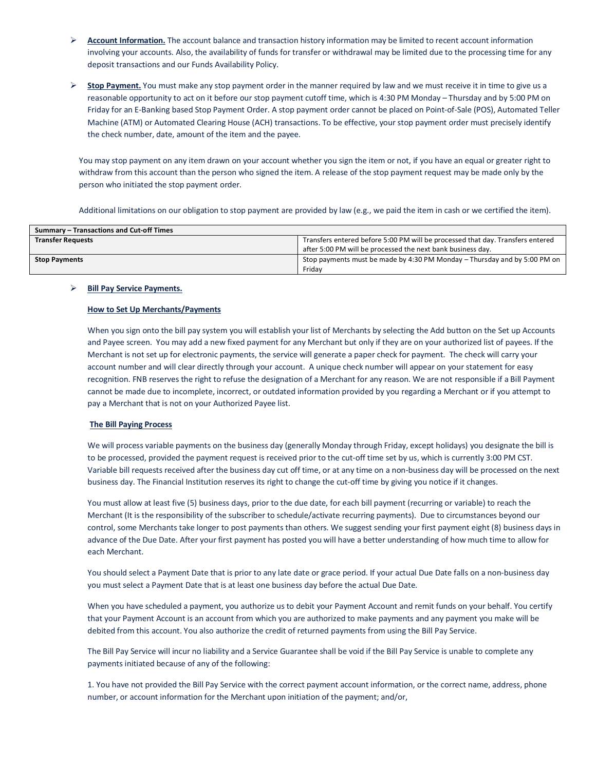- **Account Information.** The account balance and transaction history information may be limited to recent account information involving your accounts. Also, the availability of funds for transfer or withdrawal may be limited due to the processing time for any deposit transactions and our Funds Availability Policy.

- **Stop Payment.** You must make any stop payment order in the manner required by law and we must receive it in time to give us a reasonable opportunity to act on it before our stop payment cutoff time, which is 4:30 PM Monday – Thursday and by 5:00 PM on Friday for an E-Banking based Stop Payment Order. A stop payment order cannot be placed on Point-of-Sale (POS), Automated Teller Machine (ATM) or Automated Clearing House (ACH) transactions. To be effective, your stop payment order must precisely identify the check number, date, amount of the item and the payee.

  You may stop payment on any item drawn on your account whether you sign the item or not, if you have an equal or greater right to withdraw from this account than the person who signed the item. A release of the stop payment request may be made only by the person who initiated the stop payment order.

  Additional limitations on our obligation to stop payment are provided by law (e.g., we paid the item in cash or we certified the item).

| Summary – Transactions and Cut-off Times | |
|---|---|
| **Transfer Requests** | Transfers entered before 5:00 PM will be processed that day. Transfers entered after 5:00 PM will be processed the next bank business day. |
| **Stop Payments** | Stop payments must be made by 4:30 PM Monday – Thursday and by 5:00 PM on Friday |

- **Bill Pay Service Payments.**

  **How to Set Up Merchants/Payments**

  When you sign onto the bill pay system you will establish your list of Merchants by selecting the Add button on the Set up Accounts and Payee screen. You may add a new fixed payment for any Merchant but only if they are on your authorized list of payees. If the Merchant is not set up for electronic payments, the service will generate a paper check for payment. The check will carry your account number and will clear directly through your account. A unique check number will appear on your statement for easy recognition. FNB reserves the right to refuse the designation of a Merchant for any reason. We are not responsible if a Bill Payment cannot be made due to incomplete, incorrect, or outdated information provided by you regarding a Merchant or if you attempt to pay a Merchant that is not on your Authorized Payee list.

  **The Bill Paying Process**

  We will process variable payments on the business day (generally Monday through Friday, except holidays) you designate the bill is to be processed, provided the payment request is received prior to the cut-off time set by us, which is currently 3:00 PM CST. Variable bill requests received after the business day cut off time, or at any time on a non-business day will be processed on the next business day. The Financial Institution reserves its right to change the cut-off time by giving you notice if it changes.

  You must allow at least five (5) business days, prior to the due date, for each bill payment (recurring or variable) to reach the Merchant (It is the responsibility of the subscriber to schedule/activate recurring payments). Due to circumstances beyond our control, some Merchants take longer to post payments than others. We suggest sending your first payment eight (8) business days in advance of the Due Date. After your first payment has posted you will have a better understanding of how much time to allow for each Merchant.

  You should select a Payment Date that is prior to any late date or grace period. If your actual Due Date falls on a non-business day you must select a Payment Date that is at least one business day before the actual Due Date.

  When you have scheduled a payment, you authorize us to debit your Payment Account and remit funds on your behalf. You certify that your Payment Account is an account from which you are authorized to make payments and any payment you make will be debited from this account. You also authorize the credit of returned payments from using the Bill Pay Service.

  The Bill Pay Service will incur no liability and a Service Guarantee shall be void if the Bill Pay Service is unable to complete any payments initiated because of any of the following:

  1. You have not provided the Bill Pay Service with the correct payment account information, or the correct name, address, phone number, or account information for the Merchant upon initiation of the payment; and/or,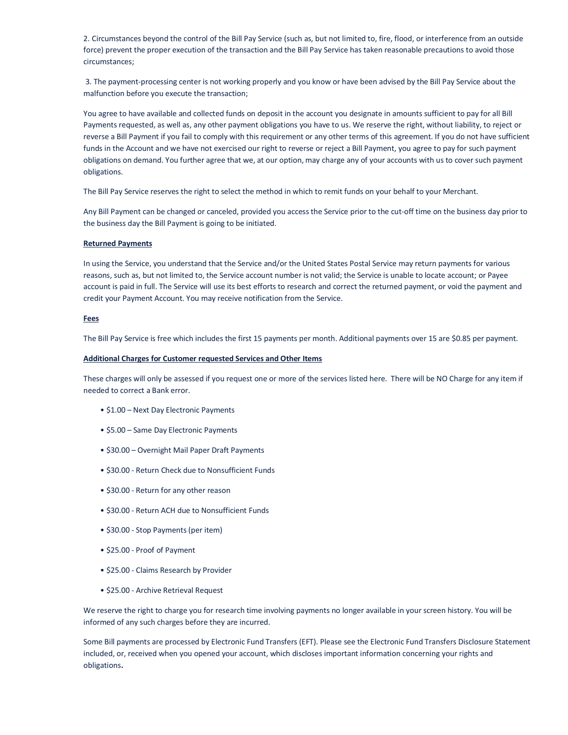2. Circumstances beyond the control of the Bill Pay Service (such as, but not limited to, fire, flood, or interference from an outside force) prevent the proper execution of the transaction and the Bill Pay Service has taken reasonable precautions to avoid those circumstances;

3. The payment-processing center is not working properly and you know or have been advised by the Bill Pay Service about the malfunction before you execute the transaction;

You agree to have available and collected funds on deposit in the account you designate in amounts sufficient to pay for all Bill Payments requested, as well as, any other payment obligations you have to us. We reserve the right, without liability, to reject or reverse a Bill Payment if you fail to comply with this requirement or any other terms of this agreement. If you do not have sufficient funds in the Account and we have not exercised our right to reverse or reject a Bill Payment, you agree to pay for such payment obligations on demand. You further agree that we, at our option, may charge any of your accounts with us to cover such payment obligations.

The Bill Pay Service reserves the right to select the method in which to remit funds on your behalf to your Merchant.

Any Bill Payment can be changed or canceled, provided you access the Service prior to the cut-off time on the business day prior to the business day the Bill Payment is going to be initiated.

**Returned Payments**

In using the Service, you understand that the Service and/or the United States Postal Service may return payments for various reasons, such as, but not limited to, the Service account number is not valid; the Service is unable to locate account; or Payee account is paid in full. The Service will use its best efforts to research and correct the returned payment, or void the payment and credit your Payment Account. You may receive notification from the Service.

**Fees**

The Bill Pay Service is free which includes the first 15 payments per month. Additional payments over 15 are $0.85 per payment.

**Additional Charges for Customer requested Services and Other Items**

These charges will only be assessed if you request one or more of the services listed here. There will be NO Charge for any item if needed to correct a Bank error.

- $1.00 – Next Day Electronic Payments
- $5.00 – Same Day Electronic Payments
- $30.00 – Overnight Mail Paper Draft Payments
- $30.00 - Return Check due to Nonsufficient Funds
- $30.00 - Return for any other reason
- $30.00 - Return ACH due to Nonsufficient Funds
- $30.00 - Stop Payments (per item)
- $25.00 - Proof of Payment
- $25.00 - Claims Research by Provider
- $25.00 - Archive Retrieval Request

We reserve the right to charge you for research time involving payments no longer available in your screen history. You will be informed of any such charges before they are incurred.

Some Bill payments are processed by Electronic Fund Transfers (EFT). Please see the Electronic Fund Transfers Disclosure Statement included, or, received when you opened your account, which discloses important information concerning your rights and obligations.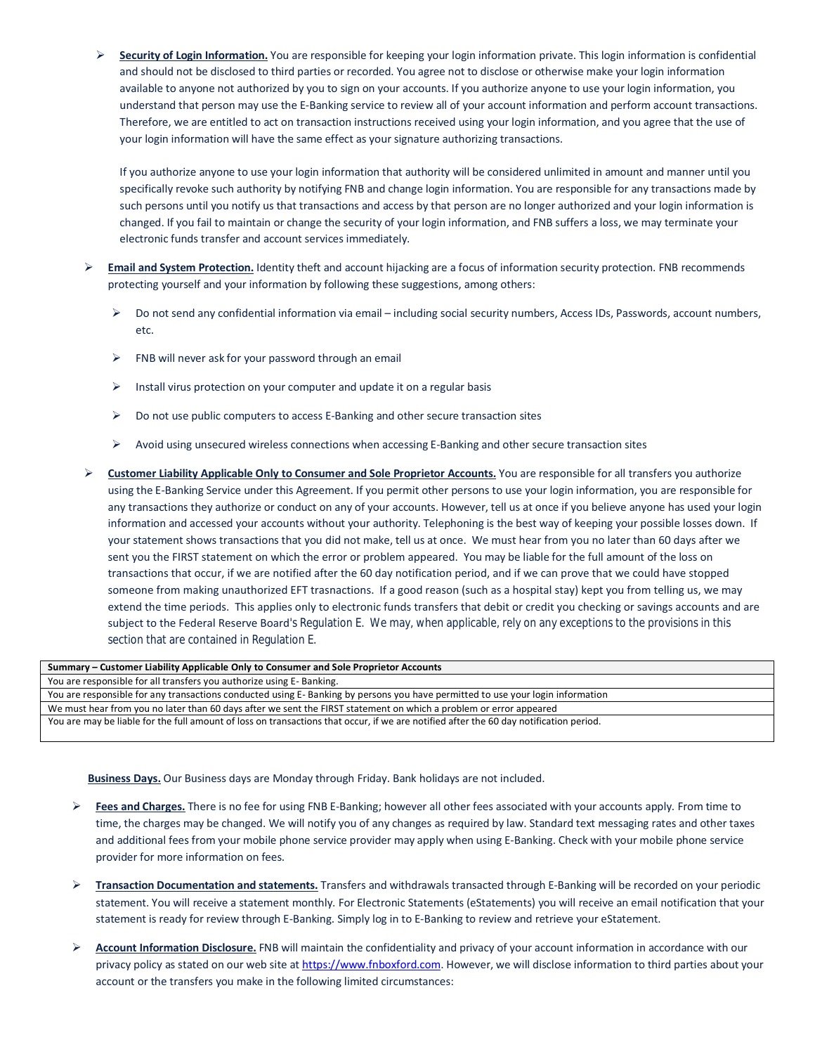- **Security of Login Information.** You are responsible for keeping your login information private. This login information is confidential and should not be disclosed to third parties or recorded. You agree not to disclose or otherwise make your login information available to anyone not authorized by you to sign on your accounts. If you authorize anyone to use your login information, you understand that person may use the E-Banking service to review all of your account information and perform account transactions. Therefore, we are entitled to act on transaction instructions received using your login information, and you agree that the use of your login information will have the same effect as your signature authorizing transactions.

  If you authorize anyone to use your login information that authority will be considered unlimited in amount and manner until you specifically revoke such authority by notifying FNB and change login information. You are responsible for any transactions made by such persons until you notify us that transactions and access by that person are no longer authorized and your login information is changed. If you fail to maintain or change the security of your login information, and FNB suffers a loss, we may terminate your electronic funds transfer and account services immediately.

- **Email and System Protection.** Identity theft and account hijacking are a focus of information security protection. FNB recommends protecting yourself and your information by following these suggestions, among others:

  - Do not send any confidential information via email – including social security numbers, Access IDs, Passwords, account numbers, etc.
  - FNB will never ask for your password through an email
  - Install virus protection on your computer and update it on a regular basis
  - Do not use public computers to access E-Banking and other secure transaction sites
  - Avoid using unsecured wireless connections when accessing E-Banking and other secure transaction sites

- **Customer Liability Applicable Only to Consumer and Sole Proprietor Accounts.** You are responsible for all transfers you authorize using the E-Banking Service under this Agreement. If you permit other persons to use your login information, you are responsible for any transactions they authorize or conduct on any of your accounts. However, tell us at once if you believe anyone has used your login information and accessed your accounts without your authority. Telephoning is the best way of keeping your possible losses down. If your statement shows transactions that you did not make, tell us at once. We must hear from you no later than 60 days after we sent you the FIRST statement on which the error or problem appeared. You may be liable for the full amount of the loss on transactions that occur, if we are notified after the 60 day notification period, and if we can prove that we could have stopped someone from making unauthorized EFT trasnactions. If a good reason (such as a hospital stay) kept you from telling us, we may extend the time periods. This applies only to electronic funds transfers that debit or credit you checking or savings accounts and are subject to the Federal Reserve Board's Regulation E. We may, when applicable, rely on any exceptions to the provisions in this section that are contained in Regulation E.

| **Summary – Customer Liability Applicable Only to Consumer and Sole Proprietor Accounts** |
|---|
| You are responsible for all transfers you authorize using E- Banking. |
| You are responsible for any transactions conducted using E- Banking by persons you have permitted to use your login information |
| We must hear from you no later than 60 days after we sent the FIRST statement on which a problem or error appeared |
| You are may be liable for the full amount of loss on transactions that occur, if we are notified after the 60 day notification period. |

**Business Days.** Our Business days are Monday through Friday. Bank holidays are not included.

- **Fees and Charges.** There is no fee for using FNB E-Banking; however all other fees associated with your accounts apply. From time to time, the charges may be changed. We will notify you of any changes as required by law. Standard text messaging rates and other taxes and additional fees from your mobile phone service provider may apply when using E-Banking. Check with your mobile phone service provider for more information on fees.

- **Transaction Documentation and statements.** Transfers and withdrawals transacted through E-Banking will be recorded on your periodic statement. You will receive a statement monthly. For Electronic Statements (eStatements) you will receive an email notification that your statement is ready for review through E-Banking. Simply log in to E-Banking to review and retrieve your eStatement.

- **Account Information Disclosure.** FNB will maintain the confidentiality and privacy of your account information in accordance with our privacy policy as stated on our web site at https://www.fnboxford.com. However, we will disclose information to third parties about your account or the transfers you make in the following limited circumstances: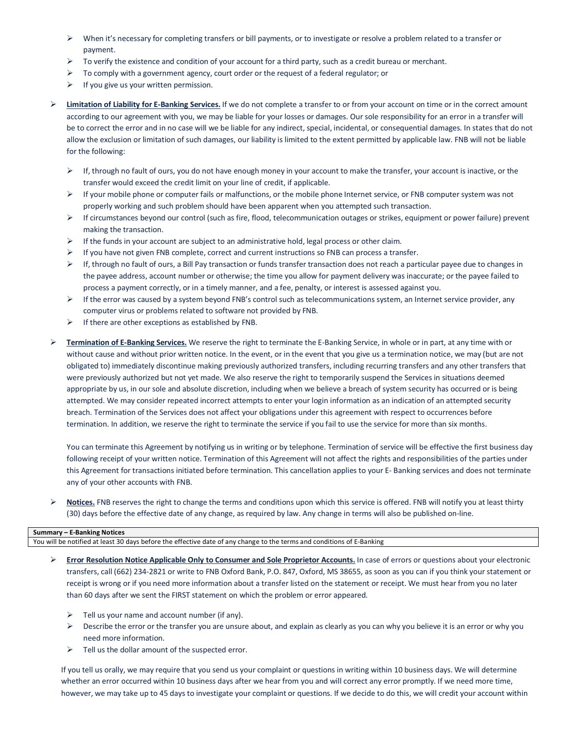- When it's necessary for completing transfers or bill payments, or to investigate or resolve a problem related to a transfer or payment.
- To verify the existence and condition of your account for a third party, such as a credit bureau or merchant.
- To comply with a government agency, court order or the request of a federal regulator; or
- If you give us your written permission.

- **Limitation of Liability for E-Banking Services.** If we do not complete a transfer to or from your account on time or in the correct amount according to our agreement with you, we may be liable for your losses or damages. Our sole responsibility for an error in a transfer will be to correct the error and in no case will we be liable for any indirect, special, incidental, or consequential damages. In states that do not allow the exclusion or limitation of such damages, our liability is limited to the extent permitted by applicable law. FNB will not be liable for the following:

  - If, through no fault of ours, you do not have enough money in your account to make the transfer, your account is inactive, or the transfer would exceed the credit limit on your line of credit, if applicable.
  - If your mobile phone or computer fails or malfunctions, or the mobile phone Internet service, or FNB computer system was not properly working and such problem should have been apparent when you attempted such transaction.
  - If circumstances beyond our control (such as fire, flood, telecommunication outages or strikes, equipment or power failure) prevent making the transaction.
  - If the funds in your account are subject to an administrative hold, legal process or other claim.
  - If you have not given FNB complete, correct and current instructions so FNB can process a transfer.
  - If, through no fault of ours, a Bill Pay transaction or funds transfer transaction does not reach a particular payee due to changes in the payee address, account number or otherwise; the time you allow for payment delivery was inaccurate; or the payee failed to process a payment correctly, or in a timely manner, and a fee, penalty, or interest is assessed against you.
  - If the error was caused by a system beyond FNB's control such as telecommunications system, an Internet service provider, any computer virus or problems related to software not provided by FNB.
  - If there are other exceptions as established by FNB.

- **Termination of E-Banking Services.** We reserve the right to terminate the E-Banking Service, in whole or in part, at any time with or without cause and without prior written notice. In the event, or in the event that you give us a termination notice, we may (but are not obligated to) immediately discontinue making previously authorized transfers, including recurring transfers and any other transfers that were previously authorized but not yet made. We also reserve the right to temporarily suspend the Services in situations deemed appropriate by us, in our sole and absolute discretion, including when we believe a breach of system security has occurred or is being attempted. We may consider repeated incorrect attempts to enter your login information as an indication of an attempted security breach. Termination of the Services does not affect your obligations under this agreement with respect to occurrences before termination. In addition, we reserve the right to terminate the service if you fail to use the service for more than six months.

  You can terminate this Agreement by notifying us in writing or by telephone. Termination of service will be effective the first business day following receipt of your written notice. Termination of this Agreement will not affect the rights and responsibilities of the parties under this Agreement for transactions initiated before termination. This cancellation applies to your E- Banking services and does not terminate any of your other accounts with FNB.

- **Notices.** FNB reserves the right to change the terms and conditions upon which this service is offered. FNB will notify you at least thirty (30) days before the effective date of any change, as required by law. Any change in terms will also be published on-line.

| Summary – E-Banking Notices |
| --- |
| You will be notified at least 30 days before the effective date of any change to the terms and conditions of E-Banking |

- **Error Resolution Notice Applicable Only to Consumer and Sole Proprietor Accounts.** In case of errors or questions about your electronic transfers, call (662) 234-2821 or write to FNB Oxford Bank, P.O. 847, Oxford, MS 38655, as soon as you can if you think your statement or receipt is wrong or if you need more information about a transfer listed on the statement or receipt. We must hear from you no later than 60 days after we sent the FIRST statement on which the problem or error appeared.

  - Tell us your name and account number (if any).
  - Describe the error or the transfer you are unsure about, and explain as clearly as you can why you believe it is an error or why you need more information.
  - Tell us the dollar amount of the suspected error.

  If you tell us orally, we may require that you send us your complaint or questions in writing within 10 business days. We will determine whether an error occurred within 10 business days after we hear from you and will correct any error promptly. If we need more time, however, we may take up to 45 days to investigate your complaint or questions. If we decide to do this, we will credit your account within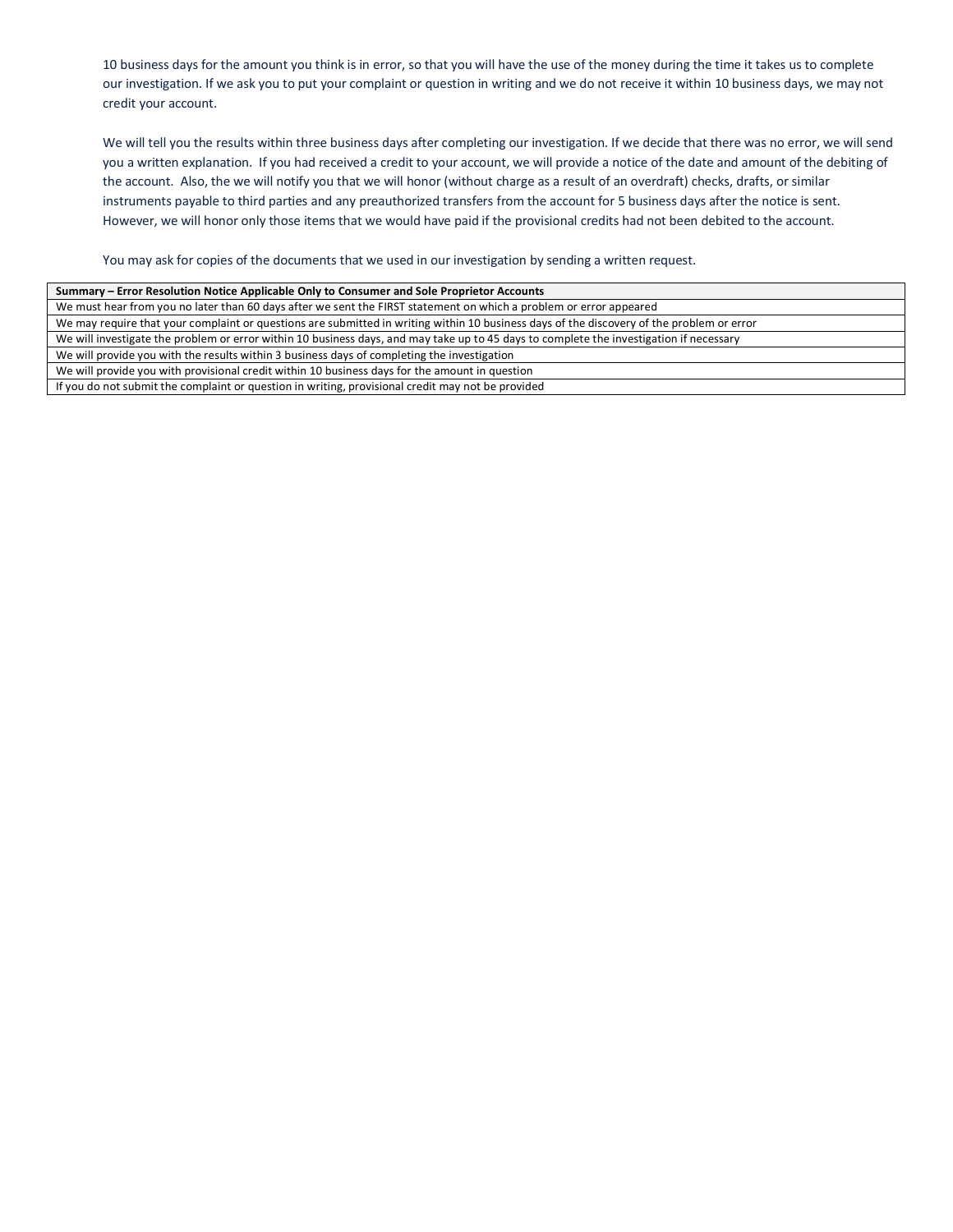10 business days for the amount you think is in error, so that you will have the use of the money during the time it takes us to complete our investigation. If we ask you to put your complaint or question in writing and we do not receive it within 10 business days, we may not credit your account.

We will tell you the results within three business days after completing our investigation. If we decide that there was no error, we will send you a written explanation. If you had received a credit to your account, we will provide a notice of the date and amount of the debiting of the account. Also, the we will notify you that we will honor (without charge as a result of an overdraft) checks, drafts, or similar instruments payable to third parties and any preauthorized transfers from the account for 5 business days after the notice is sent. However, we will honor only those items that we would have paid if the provisional credits had not been debited to the account.

You may ask for copies of the documents that we used in our investigation by sending a written request.

| **Summary – Error Resolution Notice Applicable Only to Consumer and Sole Proprietor Accounts** |
|---|
| We must hear from you no later than 60 days after we sent the FIRST statement on which a problem or error appeared |
| We may require that your complaint or questions are submitted in writing within 10 business days of the discovery of the problem or error |
| We will investigate the problem or error within 10 business days, and may take up to 45 days to complete the investigation if necessary |
| We will provide you with the results within 3 business days of completing the investigation |
| We will provide you with provisional credit within 10 business days for the amount in question |
| If you do not submit the complaint or question in writing, provisional credit may not be provided |